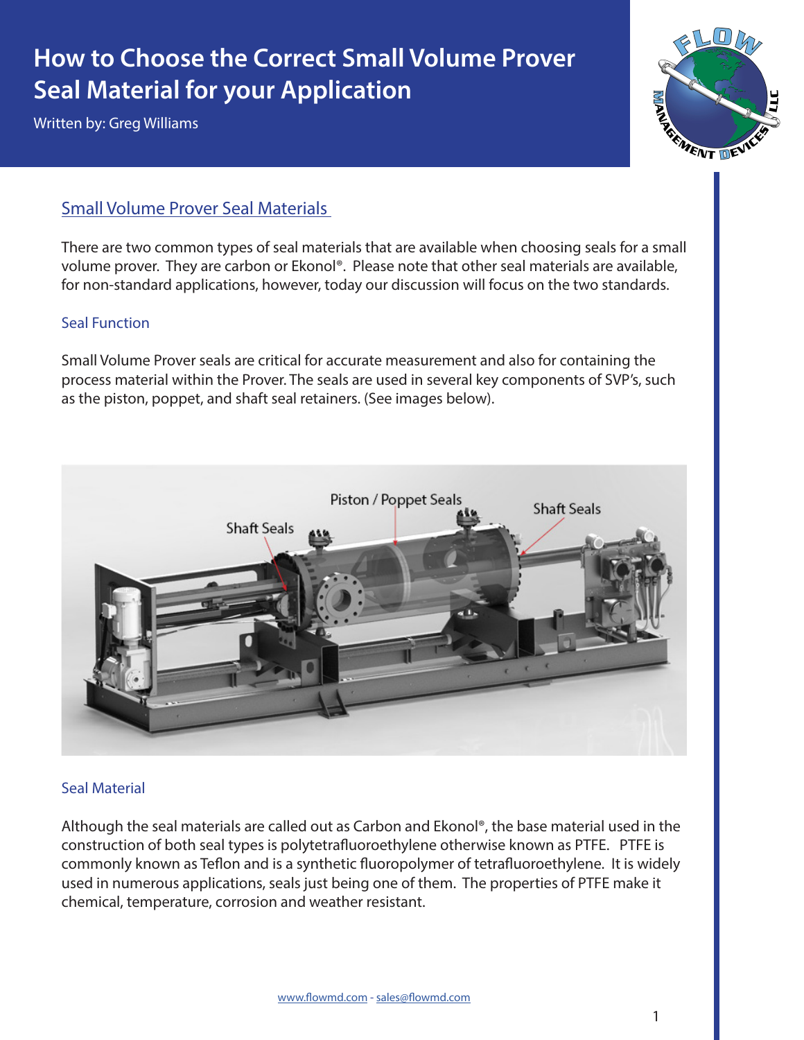# How to Choose the Correct Small Volume Prover Seal Material for your Application

Written by: Greg Williams

## Small Volume Prover Seal Materials

There are two common types of seal materials that are available when choosing seals for a small volume prover. They are carbon or Ekonol®. Please note that other seal materials are available, for non-standard applications, however, today our discussion will focus on the two standards.

### Seal Function

Small Volume Prover seals are critical for accurate measurement and also for containing the process material within the Prover. The seals are used in several key components of SVP's, such as the piston, poppet, and shaft seal retainers. (See images below).

### Seal Material

Although the seal materials are called out as Carbon and Ekonol®, the base material used in the construction of both seal types is polytetrafluoroethylene otherwise known as PTFE. PTFE is commonly known as Teflon and is a synthetic fluoropolymer of tetrafluoroethylene. It is widely used in numerous applications, seals just being one of them. The properties of PTFE make it chemical, temperature, corrosion and weather resistant.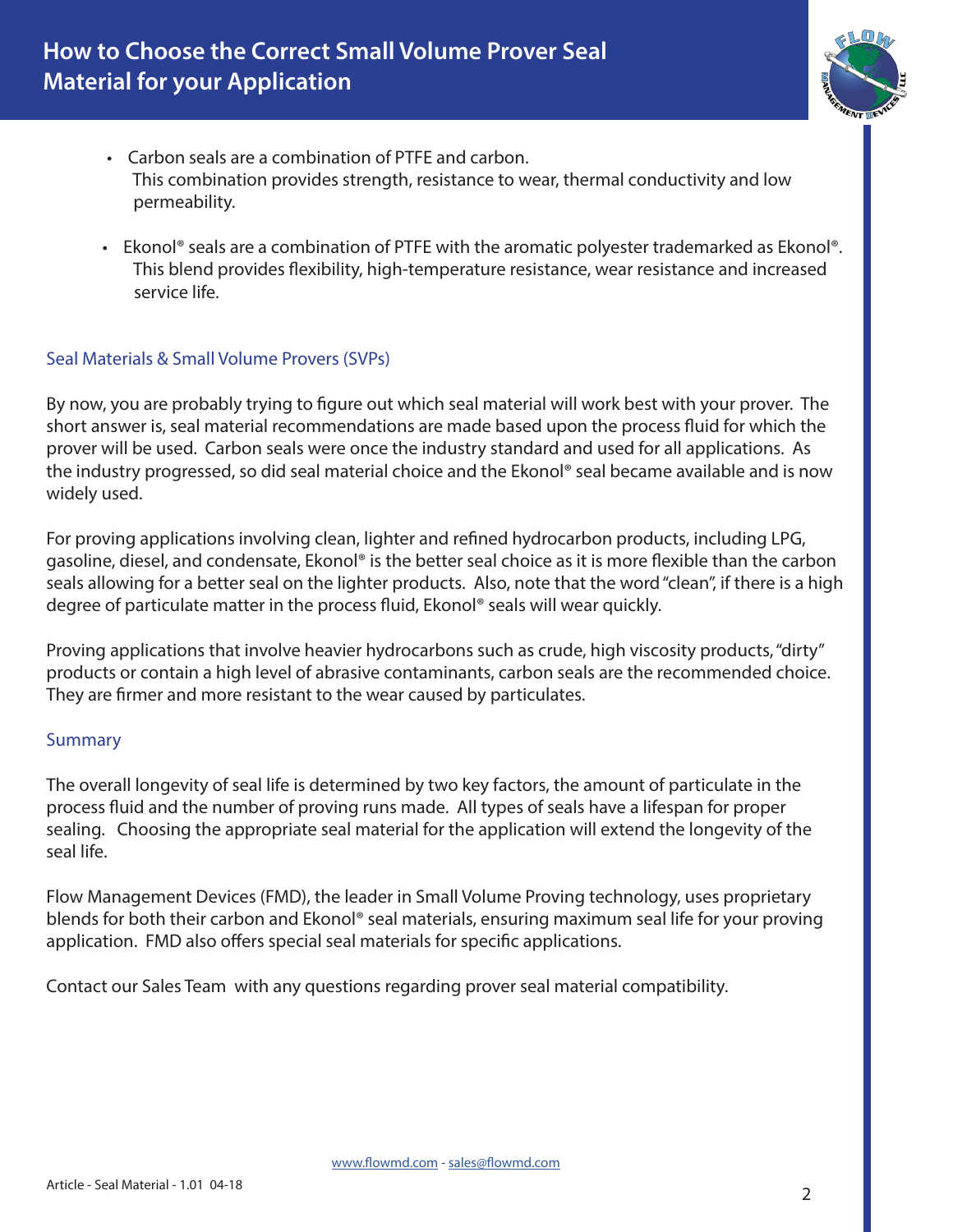- Carbon seals are a combination of PTFE and carbon. This combination provides strength, resistance to wear, thermal conductivity and low permeability.

- Ekonol® seals are a combination of PTFE with the aromatic polyester trademarked as Ekonol®. This blend provides flexibility, high-temperature resistance, wear resistance and increased service life.

## Seal Materials & Small Volume Provers (SVPs)

By now, you are probably trying to figure out which seal material will work best with your prover. The short answer is, seal material recommendations are made based upon the process fluid for which the prover will be used. Carbon seals were once the industry standard and used for all applications. As the industry progressed, so did seal material choice and the Ekonol® seal became available and is now widely used.

For proving applications involving clean, lighter and refined hydrocarbon products, including LPG, gasoline, diesel, and condensate, Ekonol® is the better seal choice as it is more flexible than the carbon seals allowing for a better seal on the lighter products. Also, note that the word "clean", if there is a high degree of particulate matter in the process fluid, Ekonol® seals will wear quickly.

Proving applications that involve heavier hydrocarbons such as crude, high viscosity products, "dirty" products or contain a high level of abrasive contaminants, carbon seals are the recommended choice. They are firmer and more resistant to the wear caused by particulates.

## Summary

The overall longevity of seal life is determined by two key factors, the amount of particulate in the process fluid and the number of proving runs made. All types of seals have a lifespan for proper sealing. Choosing the appropriate seal material for the application will extend the longevity of the seal life.

Flow Management Devices (FMD), the leader in Small Volume Proving technology, uses proprietary blends for both their carbon and Ekonol® seal materials, ensuring maximum seal life for your proving application. FMD also offers special seal materials for specific applications.

Contact our Sales Team with any questions regarding prover seal material compatibility.

www.flowmd.com - sales@flowmd.com

Article - Seal Material - 1.01 04-18